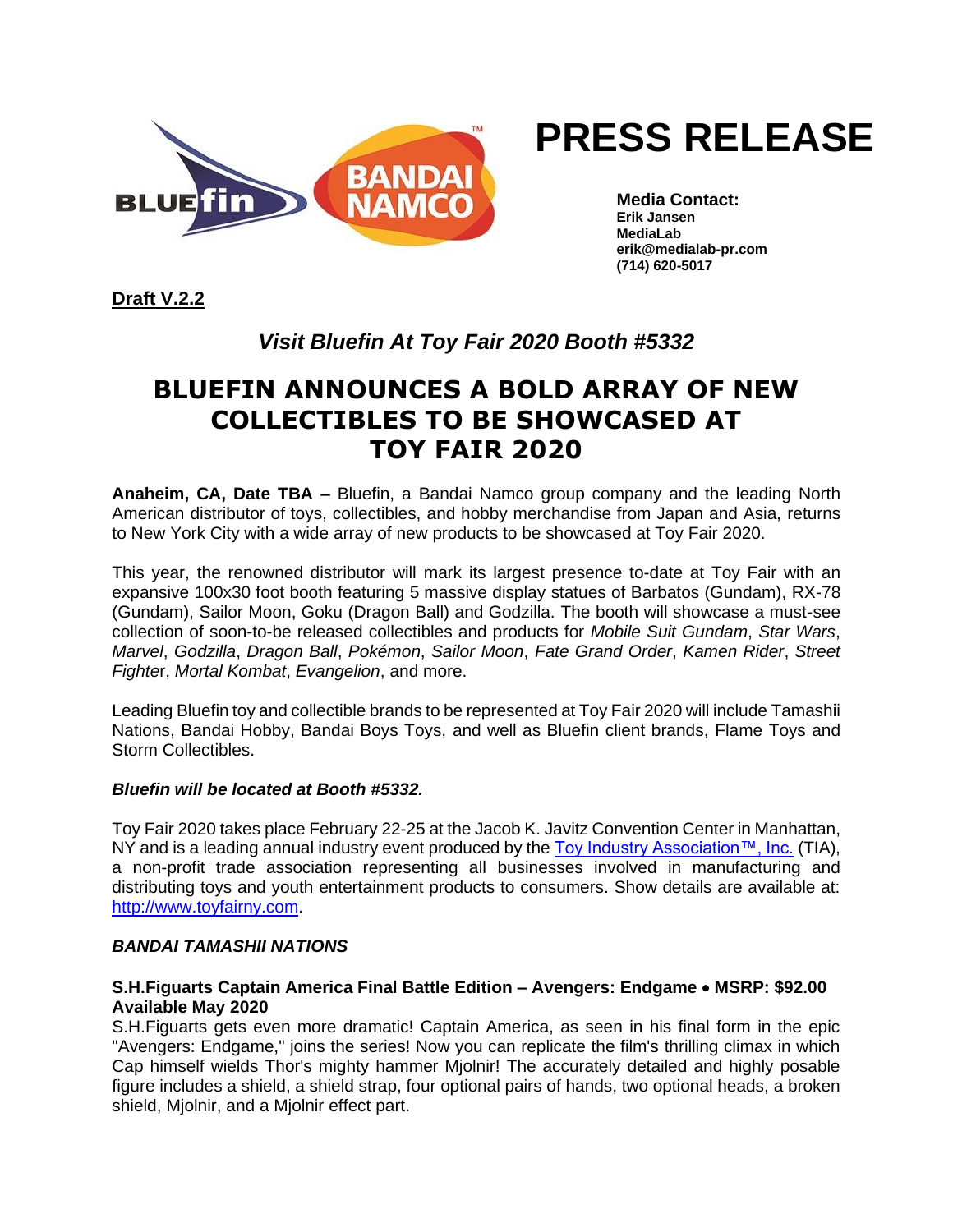# PRESS RELEASE

**Media Contact:**
**Erik Jansen**
**MediaLab**
**erik@medialab-pr.com**
**(714) 620-5017**

**Draft V.2.2**

***Visit Bluefin At Toy Fair 2020 Booth #5332***

# BLUEFIN ANNOUNCES A BOLD ARRAY OF NEW COLLECTIBLES TO BE SHOWCASED AT TOY FAIR 2020

**Anaheim, CA, Date TBA –** Bluefin, a Bandai Namco group company and the leading North American distributor of toys, collectibles, and hobby merchandise from Japan and Asia, returns to New York City with a wide array of new products to be showcased at Toy Fair 2020.

This year, the renowned distributor will mark its largest presence to-date at Toy Fair with an expansive 100x30 foot booth featuring 5 massive display statues of Barbatos (Gundam), RX-78 (Gundam), Sailor Moon, Goku (Dragon Ball) and Godzilla. The booth will showcase a must-see collection of soon-to-be released collectibles and products for *Mobile Suit Gundam*, *Star Wars*, *Marvel*, *Godzilla*, *Dragon Ball*, *Pokémon*, *Sailor Moon*, *Fate Grand Order*, *Kamen Rider*, *Street Fighte*r, *Mortal Kombat*, *Evangelion*, and more.

Leading Bluefin toy and collectible brands to be represented at Toy Fair 2020 will include Tamashii Nations, Bandai Hobby, Bandai Boys Toys, and well as Bluefin client brands, Flame Toys and Storm Collectibles.

***Bluefin will be located at Booth #5332.***

Toy Fair 2020 takes place February 22-25 at the Jacob K. Javitz Convention Center in Manhattan, NY and is a leading annual industry event produced by the Toy Industry Association™, Inc. (TIA), a non-profit trade association representing all businesses involved in manufacturing and distributing toys and youth entertainment products to consumers. Show details are available at: http://www.toyfairny.com.

***BANDAI TAMASHII NATIONS***

**S.H.Figuarts Captain America Final Battle Edition – Avengers: Endgame • MSRP: $92.00 Available May 2020**

S.H.Figuarts gets even more dramatic! Captain America, as seen in his final form in the epic "Avengers: Endgame," joins the series! Now you can replicate the film's thrilling climax in which Cap himself wields Thor's mighty hammer Mjolnir! The accurately detailed and highly posable figure includes a shield, a shield strap, four optional pairs of hands, two optional heads, a broken shield, Mjolnir, and a Mjolnir effect part.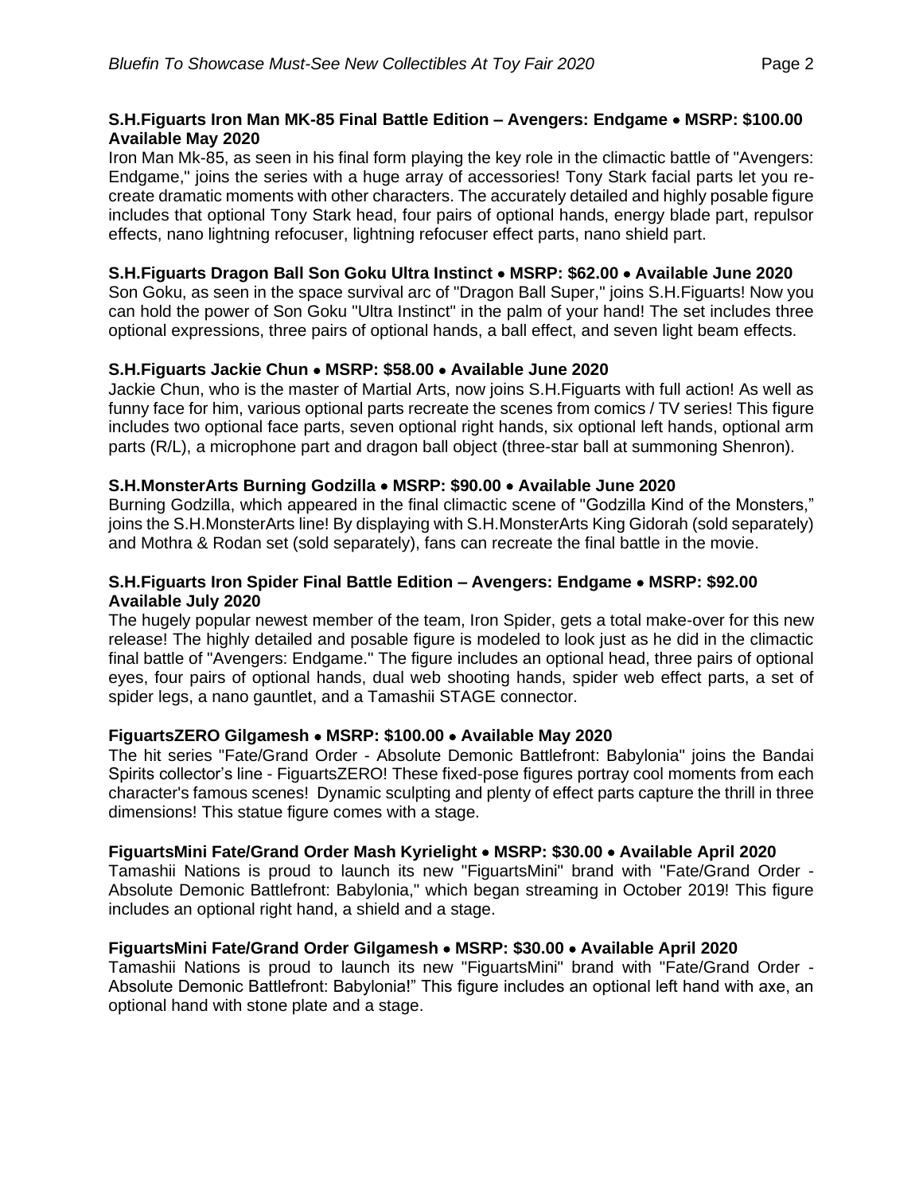**S.H.Figuarts Iron Man MK-85 Final Battle Edition – Avengers: Endgame • MSRP: $100.00 Available May 2020**

Iron Man Mk-85, as seen in his final form playing the key role in the climactic battle of "Avengers: Endgame," joins the series with a huge array of accessories! Tony Stark facial parts let you re-create dramatic moments with other characters. The accurately detailed and highly posable figure includes that optional Tony Stark head, four pairs of optional hands, energy blade part, repulsor effects, nano lightning refocuser, lightning refocuser effect parts, nano shield part.

**S.H.Figuarts Dragon Ball Son Goku Ultra Instinct • MSRP: $62.00 • Available June 2020**

Son Goku, as seen in the space survival arc of "Dragon Ball Super," joins S.H.Figuarts! Now you can hold the power of Son Goku "Ultra Instinct" in the palm of your hand! The set includes three optional expressions, three pairs of optional hands, a ball effect, and seven light beam effects.

**S.H.Figuarts Jackie Chun • MSRP: $58.00 • Available June 2020**

Jackie Chun, who is the master of Martial Arts, now joins S.H.Figuarts with full action! As well as funny face for him, various optional parts recreate the scenes from comics / TV series! This figure includes two optional face parts, seven optional right hands, six optional left hands, optional arm parts (R/L), a microphone part and dragon ball object (three-star ball at summoning Shenron).

**S.H.MonsterArts Burning Godzilla • MSRP: $90.00 • Available June 2020**

Burning Godzilla, which appeared in the final climactic scene of "Godzilla Kind of the Monsters," joins the S.H.MonsterArts line! By displaying with S.H.MonsterArts King Gidorah (sold separately) and Mothra & Rodan set (sold separately), fans can recreate the final battle in the movie.

**S.H.Figuarts Iron Spider Final Battle Edition – Avengers: Endgame • MSRP: $92.00 Available July 2020**

The hugely popular newest member of the team, Iron Spider, gets a total make-over for this new release! The highly detailed and posable figure is modeled to look just as he did in the climactic final battle of "Avengers: Endgame." The figure includes an optional head, three pairs of optional eyes, four pairs of optional hands, dual web shooting hands, spider web effect parts, a set of spider legs, a nano gauntlet, and a Tamashii STAGE connector.

**FiguartsZERO Gilgamesh • MSRP: $100.00 • Available May 2020**

The hit series "Fate/Grand Order - Absolute Demonic Battlefront: Babylonia" joins the Bandai Spirits collector's line - FiguartsZERO! These fixed-pose figures portray cool moments from each character's famous scenes! Dynamic sculpting and plenty of effect parts capture the thrill in three dimensions! This statue figure comes with a stage.

**FiguartsMini Fate/Grand Order Mash Kyrielight • MSRP: $30.00 • Available April 2020**

Tamashii Nations is proud to launch its new "FiguartsMini" brand with "Fate/Grand Order - Absolute Demonic Battlefront: Babylonia," which began streaming in October 2019! This figure includes an optional right hand, a shield and a stage.

**FiguartsMini Fate/Grand Order Gilgamesh • MSRP: $30.00 • Available April 2020**

Tamashii Nations is proud to launch its new "FiguartsMini" brand with "Fate/Grand Order - Absolute Demonic Battlefront: Babylonia!" This figure includes an optional left hand with axe, an optional hand with stone plate and a stage.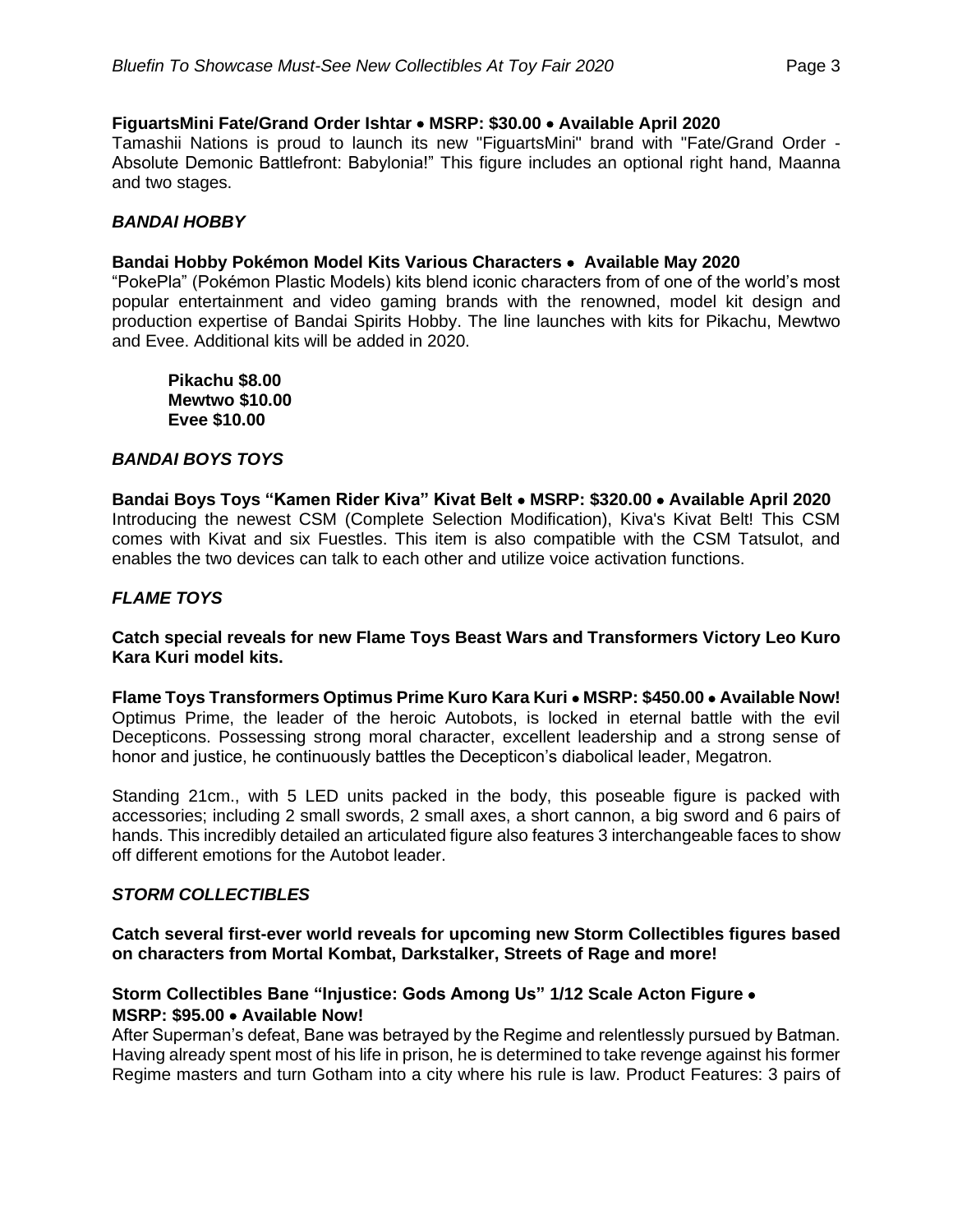**FiguartsMini Fate/Grand Order Ishtar • MSRP: $30.00 • Available April 2020**
Tamashii Nations is proud to launch its new "FiguartsMini" brand with "Fate/Grand Order - Absolute Demonic Battlefront: Babylonia!" This figure includes an optional right hand, Maanna and two stages.

***BANDAI HOBBY***

**Bandai Hobby Pokémon Model Kits Various Characters • Available May 2020**
"PokePla" (Pokémon Plastic Models) kits blend iconic characters from of one of the world's most popular entertainment and video gaming brands with the renowned, model kit design and production expertise of Bandai Spirits Hobby. The line launches with kits for Pikachu, Mewtwo and Evee. Additional kits will be added in 2020.

**Pikachu $8.00**
**Mewtwo $10.00**
**Evee $10.00**

***BANDAI BOYS TOYS***

**Bandai Boys Toys "Kamen Rider Kiva" Kivat Belt • MSRP: $320.00 • Available April 2020**
Introducing the newest CSM (Complete Selection Modification), Kiva's Kivat Belt! This CSM comes with Kivat and six Fuestles. This item is also compatible with the CSM Tatsulot, and enables the two devices can talk to each other and utilize voice activation functions.

***FLAME TOYS***

**Catch special reveals for new Flame Toys Beast Wars and Transformers Victory Leo Kuro Kara Kuri model kits.**

**Flame Toys Transformers Optimus Prime Kuro Kara Kuri • MSRP: $450.00 • Available Now!**
Optimus Prime, the leader of the heroic Autobots, is locked in eternal battle with the evil Decepticons. Possessing strong moral character, excellent leadership and a strong sense of honor and justice, he continuously battles the Decepticon's diabolical leader, Megatron.

Standing 21cm., with 5 LED units packed in the body, this poseable figure is packed with accessories; including 2 small swords, 2 small axes, a short cannon, a big sword and 6 pairs of hands. This incredibly detailed an articulated figure also features 3 interchangeable faces to show off different emotions for the Autobot leader.

***STORM COLLECTIBLES***

**Catch several first-ever world reveals for upcoming new Storm Collectibles figures based on characters from Mortal Kombat, Darkstalker, Streets of Rage and more!**

**Storm Collectibles Bane "Injustice: Gods Among Us" 1/12 Scale Acton Figure • MSRP: $95.00 • Available Now!**
After Superman's defeat, Bane was betrayed by the Regime and relentlessly pursued by Batman. Having already spent most of his life in prison, he is determined to take revenge against his former Regime masters and turn Gotham into a city where his rule is law. Product Features: 3 pairs of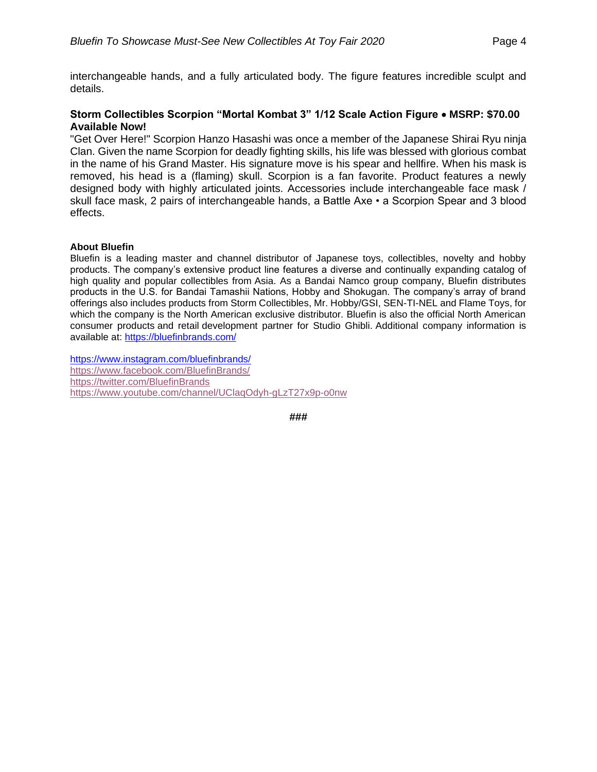interchangeable hands, and a fully articulated body. The figure features incredible sculpt and details.

**Storm Collectibles Scorpion "Mortal Kombat 3" 1/12 Scale Action Figure • MSRP: $70.00 Available Now!**

"Get Over Here!" Scorpion Hanzo Hasashi was once a member of the Japanese Shirai Ryu ninja Clan. Given the name Scorpion for deadly fighting skills, his life was blessed with glorious combat in the name of his Grand Master. His signature move is his spear and hellfire. When his mask is removed, his head is a (flaming) skull. Scorpion is a fan favorite. Product features a newly designed body with highly articulated joints. Accessories include interchangeable face mask / skull face mask, 2 pairs of interchangeable hands, a Battle Axe • a Scorpion Spear and 3 blood effects.

**About Bluefin**

Bluefin is a leading master and channel distributor of Japanese toys, collectibles, novelty and hobby products. The company's extensive product line features a diverse and continually expanding catalog of high quality and popular collectibles from Asia. As a Bandai Namco group company, Bluefin distributes products in the U.S. for Bandai Tamashii Nations, Hobby and Shokugan. The company's array of brand offerings also includes products from Storm Collectibles, Mr. Hobby/GSI, SEN-TI-NEL and Flame Toys, for which the company is the North American exclusive distributor. Bluefin is also the official North American consumer products and retail development partner for Studio Ghibli. Additional company information is available at: https://bluefinbrands.com/

https://www.instagram.com/bluefinbrands/
https://www.facebook.com/BluefinBrands/
https://twitter.com/BluefinBrands
https://www.youtube.com/channel/UClaqOdyh-gLzT27x9p-o0nw

###